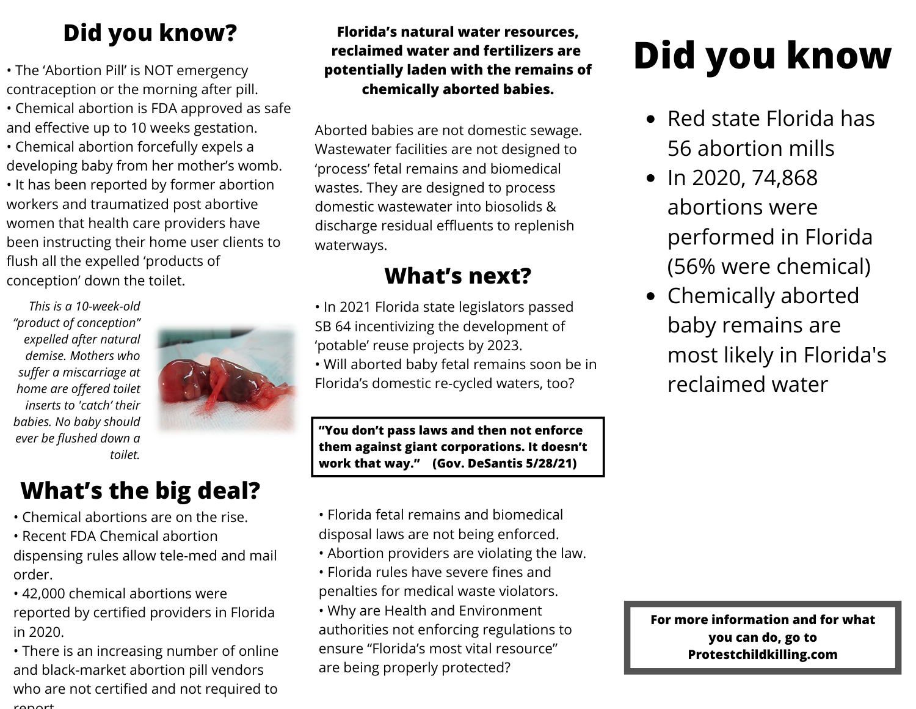## Did you know?

- The 'Abortion Pill' is NOT emergency contraception or the morning after pill.
- Chemical abortion is FDA approved as safe and effective up to 10 weeks gestation.
- Chemical abortion forcefully expels a developing baby from her mother's womb.
- It has been reported by former abortion workers and traumatized post abortive women that health care providers have been instructing their home user clients to flush all the expelled 'products of conception' down the toilet.

*This is a 10-week-old "product of conception" expelled after natural demise. Mothers who suffer a miscarriage at home are offered toilet inserts to 'catch' their babies. No baby should ever be flushed down a toilet.*

## What's the big deal?

- Chemical abortions are on the rise.
- Recent FDA Chemical abortion dispensing rules allow tele-med and mail order.
- 42,000 chemical abortions were reported by certified providers in Florida in 2020.
- There is an increasing number of online and black-market abortion pill vendors who are not certified and not required to report.

**Florida's natural water resources, reclaimed water and fertilizers are potentially laden with the remains of chemically aborted babies.**

Aborted babies are not domestic sewage. Wastewater facilities are not designed to 'process' fetal remains and biomedical wastes. They are designed to process domestic wastewater into biosolids & discharge residual effluents to replenish waterways.

## What's next?

- In 2021 Florida state legislators passed SB 64 incentivizing the development of 'potable' reuse projects by 2023.
- Will aborted baby fetal remains soon be in Florida's domestic re-cycled waters, too?

**"You don't pass laws and then not enforce them against giant corporations. It doesn't work that way." (Gov. DeSantis 5/28/21)**

- Florida fetal remains and biomedical disposal laws are not being enforced.
- Abortion providers are violating the law.
- Florida rules have severe fines and penalties for medical waste violators.
- Why are Health and Environment authorities not enforcing regulations to ensure "Florida's most vital resource" are being properly protected?

# Did you know

- Red state Florida has 56 abortion mills
- In 2020, 74,868 abortions were performed in Florida (56% were chemical)
- Chemically aborted baby remains are most likely in Florida's reclaimed water

**For more information and for what you can do, go to Protestchildkilling.com**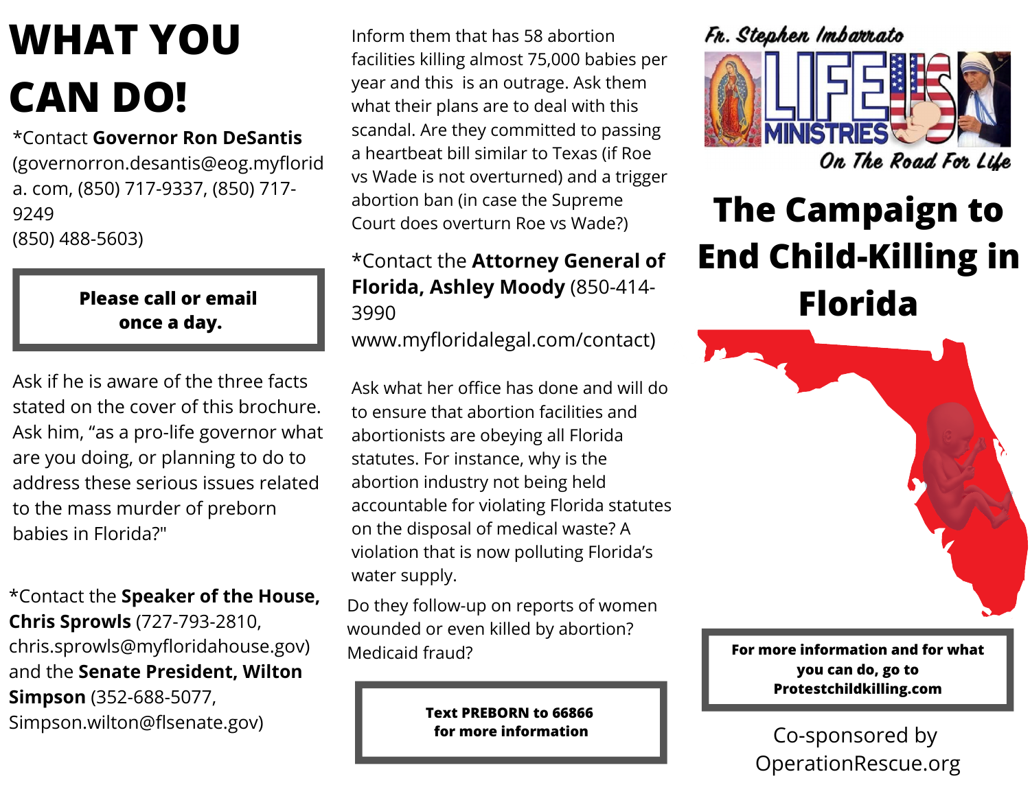# WHAT YOU CAN DO!

*Contact **Governor Ron DeSantis** (governorron.desantis@eog.myflorida. com, (850) 717-9337, (850) 717-9249
(850) 488-5603)

**Please call or email once a day.**

Ask if he is aware of the three facts stated on the cover of this brochure. Ask him, "as a pro-life governor what are you doing, or planning to do to address these serious issues related to the mass murder of preborn babies in Florida?"

*Contact the **Speaker of the House, Chris Sprowls** (727-793-2810, chris.sprowls@myfloridahouse.gov) and the **Senate President, Wilton Simpson** (352-688-5077, Simpson.wilton@flsenate.gov)

Inform them that has 58 abortion facilities killing almost 75,000 babies per year and this is an outrage. Ask them what their plans are to deal with this scandal. Are they committed to passing a heartbeat bill similar to Texas (if Roe vs Wade is not overturned) and a trigger abortion ban (in case the Supreme Court does overturn Roe vs Wade?)

*Contact the **Attorney General of Florida, Ashley Moody** (850-414-3990
www.myfloridalegal.com/contact)

Ask what her office has done and will do to ensure that abortion facilities and abortionists are obeying all Florida statutes. For instance, why is the abortion industry not being held accountable for violating Florida statutes on the disposal of medical waste? A violation that is now polluting Florida's water supply.

Do they follow-up on reports of women wounded or even killed by abortion? Medicaid fraud?

**Text PREBORN to 66866 for more information**

Fr. Stephen Imbarrato
LIFE US MINISTRIES
On The Road For Life

# The Campaign to End Child-Killing in Florida

**For more information and for what you can do, go to Protestchildkilling.com**

Co-sponsored by OperationRescue.org